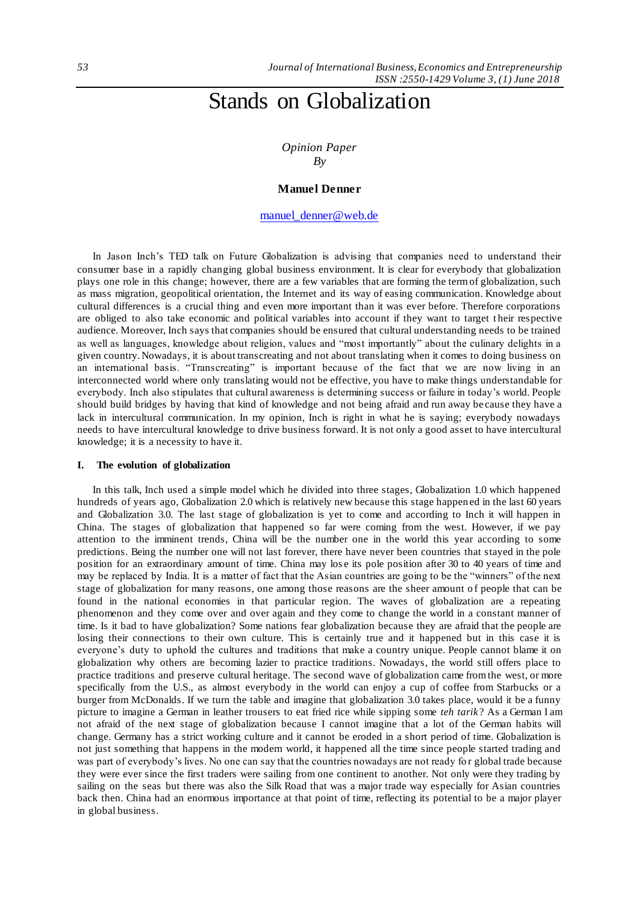# Stands on Globalization

*Opinion Paper*
*By*

**Manuel Denner**

manuel_denner@web.de

In Jason Inch's TED talk on Future Globalization is advising that companies need to understand their consumer base in a rapidly changing global business environment. It is clear for everybody that globalization plays one role in this change; however, there are a few variables that are forming the term of globalization, such as mass migration, geopolitical orientation, the Internet and its way of easing communication. Knowledge about cultural differences is a crucial thing and even more important than it was ever before. Therefore corporations are obliged to also take economic and political variables into account if they want to target their respective audience. Moreover, Inch says that companies should be ensured that cultural understanding needs to be trained as well as languages, knowledge about religion, values and "most importantly" about the culinary delights in a given country. Nowadays, it is about transcreating and not about translating when it comes to doing business on an international basis. "Transcreating" is important because of the fact that we are now living in an interconnected world where only translating would not be effective, you have to make things understandable for everybody. Inch also stipulates that cultural awareness is determining success or failure in today's world. People should build bridges by having that kind of knowledge and not being afraid and run away because they have a lack in intercultural communication. In my opinion, Inch is right in what he is saying; everybody nowadays needs to have intercultural knowledge to drive business forward. It is not only a good asset to have intercultural knowledge; it is a necessity to have it.

## I. The evolution of globalization

In this talk, Inch used a simple model which he divided into three stages, Globalization 1.0 which happened hundreds of years ago, Globalization 2.0 which is relatively new because this stage happened in the last 60 years and Globalization 3.0. The last stage of globalization is yet to come and according to Inch it will happen in China. The stages of globalization that happened so far were coming from the west. However, if we pay attention to the imminent trends, China will be the number one in the world this year according to some predictions. Being the number one will not last forever, there have never been countries that stayed in the pole position for an extraordinary amount of time. China may lose its pole position after 30 to 40 years of time and may be replaced by India. It is a matter of fact that the Asian countries are going to be the "winners" of the next stage of globalization for many reasons, one among those reasons are the sheer amount of people that can be found in the national economies in that particular region. The waves of globalization are a repeating phenomenon and they come over and over again and they come to change the world in a constant manner of time. Is it bad to have globalization? Some nations fear globalization because they are afraid that the people are losing their connections to their own culture. This is certainly true and it happened but in this case it is everyone's duty to uphold the cultures and traditions that make a country unique. People cannot blame it on globalization why others are becoming lazier to practice traditions. Nowadays, the world still offers place to practice traditions and preserve cultural heritage. The second wave of globalization came from the west, or more specifically from the U.S., as almost everybody in the world can enjoy a cup of coffee from Starbucks or a burger from McDonalds. If we turn the table and imagine that globalization 3.0 takes place, would it be a funny picture to imagine a German in leather trousers to eat fried rice while sipping some *teh tarik*? As a German I am not afraid of the next stage of globalization because I cannot imagine that a lot of the German habits will change. Germany has a strict working culture and it cannot be eroded in a short period of time. Globalization is not just something that happens in the modern world, it happened all the time since people started trading and was part of everybody's lives. No one can say that the countries nowadays are not ready for global trade because they were ever since the first traders were sailing from one continent to another. Not only were they trading by sailing on the seas but there was also the Silk Road that was a major trade way especially for Asian countries back then. China had an enormous importance at that point of time, reflecting its potential to be a major player in global business.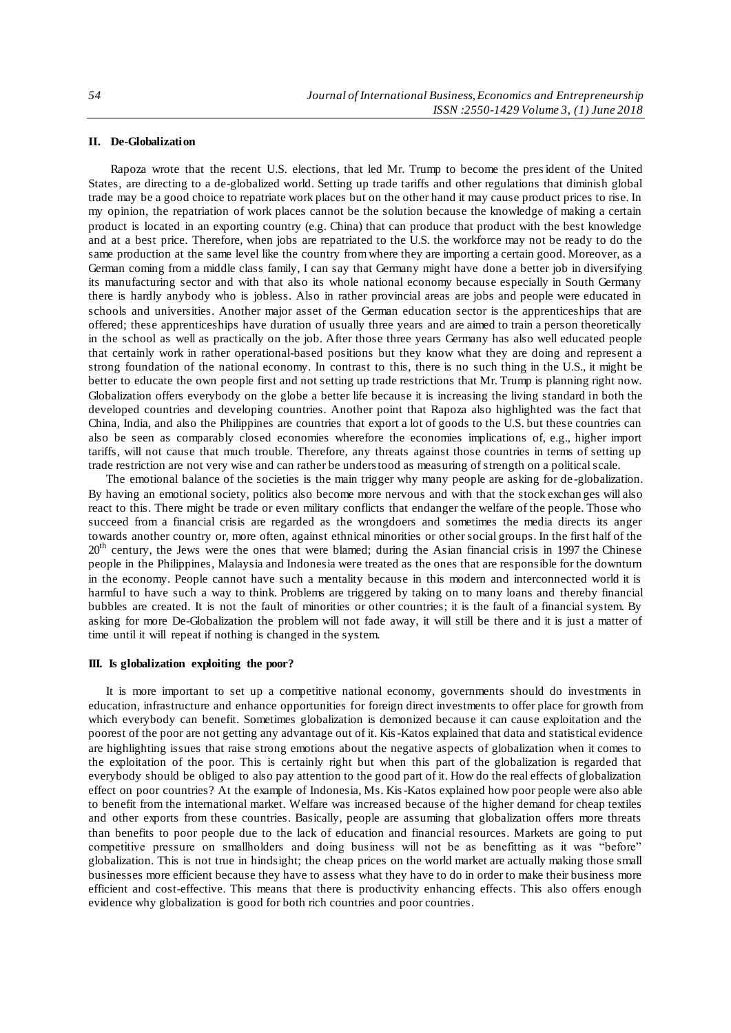### II. De-Globalization

Rapoza wrote that the recent U.S. elections, that led Mr. Trump to become the president of the United States, are directing to a de-globalized world. Setting up trade tariffs and other regulations that diminish global trade may be a good choice to repatriate work places but on the other hand it may cause product prices to rise. In my opinion, the repatriation of work places cannot be the solution because the knowledge of making a certain product is located in an exporting country (e.g. China) that can produce that product with the best knowledge and at a best price. Therefore, when jobs are repatriated to the U.S. the workforce may not be ready to do the same production at the same level like the country from where they are importing a certain good. Moreover, as a German coming from a middle class family, I can say that Germany might have done a better job in diversifying its manufacturing sector and with that also its whole national economy because especially in South Germany there is hardly anybody who is jobless. Also in rather provincial areas are jobs and people were educated in schools and universities. Another major asset of the German education sector is the apprenticeships that are offered; these apprenticeships have duration of usually three years and are aimed to train a person theoretically in the school as well as practically on the job. After those three years Germany has also well educated people that certainly work in rather operational-based positions but they know what they are doing and represent a strong foundation of the national economy. In contrast to this, there is no such thing in the U.S., it might be better to educate the own people first and not setting up trade restrictions that Mr. Trump is planning right now. Globalization offers everybody on the globe a better life because it is increasing the living standard in both the developed countries and developing countries. Another point that Rapoza also highlighted was the fact that China, India, and also the Philippines are countries that export a lot of goods to the U.S. but these countries can also be seen as comparably closed economies wherefore the economies implications of, e.g., higher import tariffs, will not cause that much trouble. Therefore, any threats against those countries in terms of setting up trade restriction are not very wise and can rather be understood as measuring of strength on a political scale.

The emotional balance of the societies is the main trigger why many people are asking for de-globalization. By having an emotional society, politics also become more nervous and with that the stock exchanges will also react to this. There might be trade or even military conflicts that endanger the welfare of the people. Those who succeed from a financial crisis are regarded as the wrongdoers and sometimes the media directs its anger towards another country or, more often, against ethnical minorities or other social groups. In the first half of the 20th century, the Jews were the ones that were blamed; during the Asian financial crisis in 1997 the Chinese people in the Philippines, Malaysia and Indonesia were treated as the ones that are responsible for the downturn in the economy. People cannot have such a mentality because in this modern and interconnected world it is harmful to have such a way to think. Problems are triggered by taking on to many loans and thereby financial bubbles are created. It is not the fault of minorities or other countries; it is the fault of a financial system. By asking for more De-Globalization the problem will not fade away, it will still be there and it is just a matter of time until it will repeat if nothing is changed in the system.

### III. Is globalization exploiting the poor?

It is more important to set up a competitive national economy, governments should do investments in education, infrastructure and enhance opportunities for foreign direct investments to offer place for growth from which everybody can benefit. Sometimes globalization is demonized because it can cause exploitation and the poorest of the poor are not getting any advantage out of it. Kis-Katos explained that data and statistical evidence are highlighting issues that raise strong emotions about the negative aspects of globalization when it comes to the exploitation of the poor. This is certainly right but when this part of the globalization is regarded that everybody should be obliged to also pay attention to the good part of it. How do the real effects of globalization effect on poor countries? At the example of Indonesia, Ms. Kis-Katos explained how poor people were also able to benefit from the international market. Welfare was increased because of the higher demand for cheap textiles and other exports from these countries. Basically, people are assuming that globalization offers more threats than benefits to poor people due to the lack of education and financial resources. Markets are going to put competitive pressure on smallholders and doing business will not be as benefitting as it was "before" globalization. This is not true in hindsight; the cheap prices on the world market are actually making those small businesses more efficient because they have to assess what they have to do in order to make their business more efficient and cost-effective. This means that there is productivity enhancing effects. This also offers enough evidence why globalization is good for both rich countries and poor countries.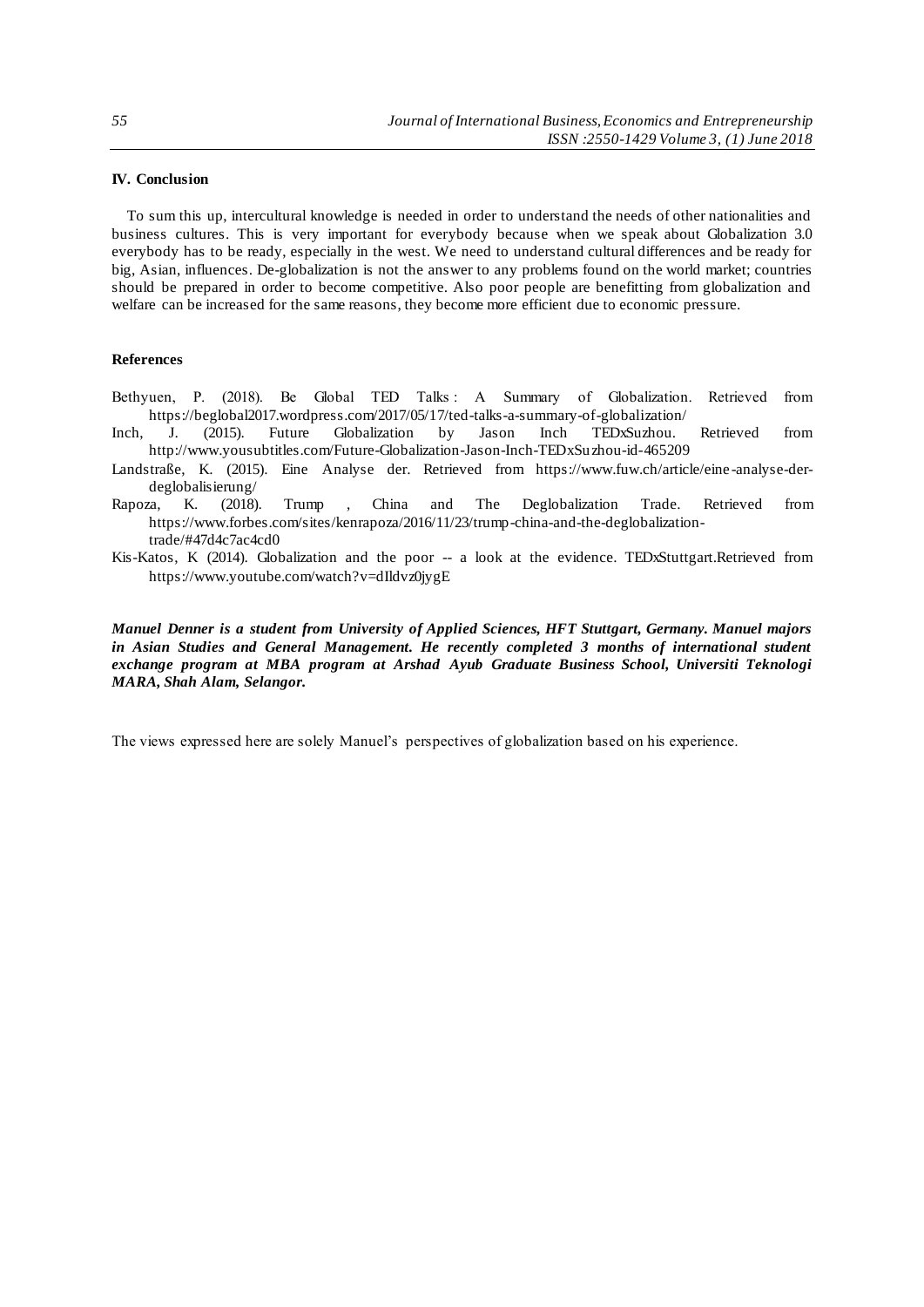## IV. Conclusion

To sum this up, intercultural knowledge is needed in order to understand the needs of other nationalities and business cultures. This is very important for everybody because when we speak about Globalization 3.0 everybody has to be ready, especially in the west. We need to understand cultural differences and be ready for big, Asian, influences. De-globalization is not the answer to any problems found on the world market; countries should be prepared in order to become competitive. Also poor people are benefitting from globalization and welfare can be increased for the same reasons, they become more efficient due to economic pressure.

## References

Bethyuen, P. (2018). Be Global TED Talks : A Summary of Globalization. Retrieved from https://beglobal2017.wordpress.com/2017/05/17/ted-talks-a-summary-of-globalization/

Inch, J. (2015). Future Globalization by Jason Inch TEDxSuzhou. Retrieved from http://www.yousubtitles.com/Future-Globalization-Jason-Inch-TEDxSuzhou-id-465209

Landstraße, K. (2015). Eine Analyse der. Retrieved from https://www.fuw.ch/article/eine-analyse-der-deglobalisierung/

Rapoza, K. (2018). Trump , China and The Deglobalization Trade. Retrieved from https://www.forbes.com/sites/kenrapoza/2016/11/23/trump-china-and-the-deglobalization-trade/#47d4c7ac4cd0

Kis-Katos, K (2014). Globalization and the poor -- a look at the evidence. TEDxStuttgart.Retrieved from https://www.youtube.com/watch?v=dIldvz0jygE

***Manuel Denner is a student from University of Applied Sciences, HFT Stuttgart, Germany. Manuel majors in Asian Studies and General Management. He recently completed 3 months of international student exchange program at MBA program at Arshad Ayub Graduate Business School, Universiti Teknologi MARA, Shah Alam, Selangor.***

The views expressed here are solely Manuel's perspectives of globalization based on his experience.